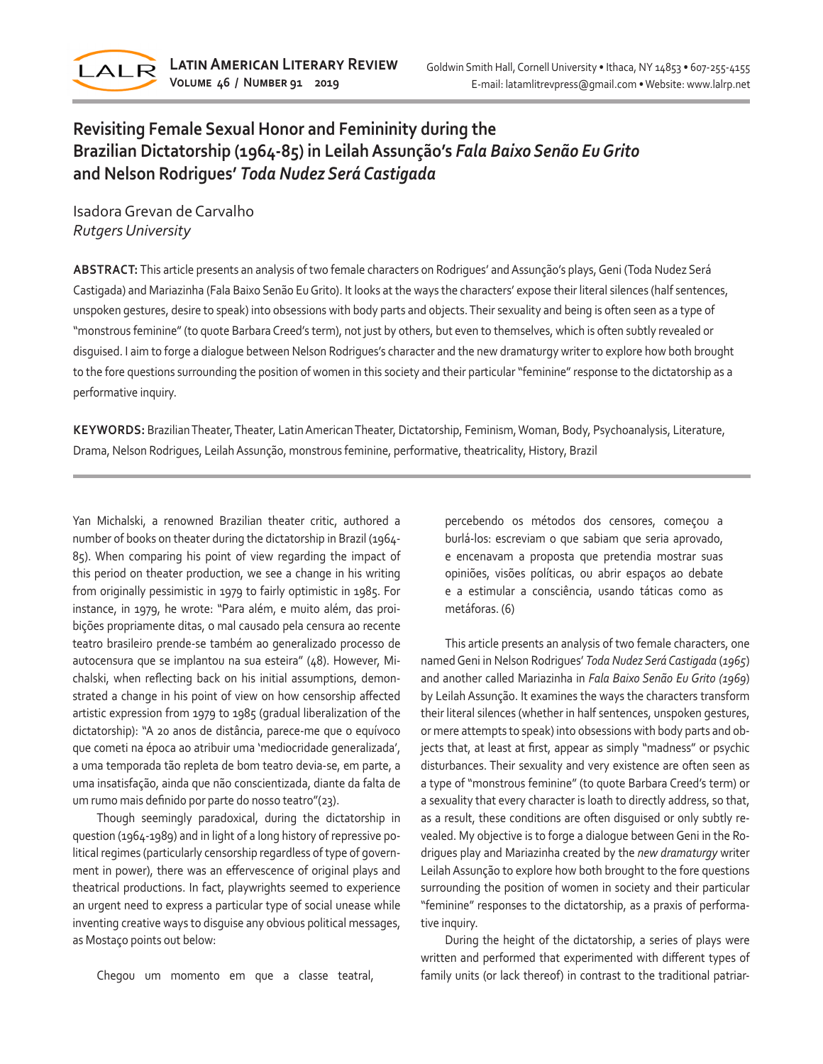# Revisiting Female Sexual Honor and Femininity during the Brazilian Dictatorship (1964-85) in Leilah Assunção's *Fala Baixo Senão Eu Grito* and Nelson Rodrigues' *Toda Nudez Será Castigada*

Isadora Grevan de Carvalho
*Rutgers University*

**ABSTRACT:** This article presents an analysis of two female characters on Rodrigues' and Assunção's plays, Geni (Toda Nudez Será Castigada) and Mariazinha (Fala Baixo Senão Eu Grito). It looks at the ways the characters' expose their literal silences (half sentences, unspoken gestures, desire to speak) into obsessions with body parts and objects. Their sexuality and being is often seen as a type of "monstrous feminine" (to quote Barbara Creed's term), not just by others, but even to themselves, which is often subtly revealed or disguised. I aim to forge a dialogue between Nelson Rodrigues's character and the new dramaturgy writer to explore how both brought to the fore questions surrounding the position of women in this society and their particular "feminine" response to the dictatorship as a performative inquiry.

**KEYWORDS:** Brazilian Theater, Theater, Latin American Theater, Dictatorship, Feminism, Woman, Body, Psychoanalysis, Literature, Drama, Nelson Rodrigues, Leilah Assunção, monstrous feminine, performative, theatricality, History, Brazil

---

Yan Michalski, a renowned Brazilian theater critic, authored a number of books on theater during the dictatorship in Brazil (1964-85). When comparing his point of view regarding the impact of this period on theater production, we see a change in his writing from originally pessimistic in 1979 to fairly optimistic in 1985. For instance, in 1979, he wrote: "Para além, e muito além, das proibições propriamente ditas, o mal causado pela censura ao recente teatro brasileiro prende-se também ao generalizado processo de autocensura que se implantou na sua esteira" (48). However, Michalski, when reflecting back on his initial assumptions, demonstrated a change in his point of view on how censorship affected artistic expression from 1979 to 1985 (gradual liberalization of the dictatorship): "A 20 anos de distância, parece-me que o equívoco que cometi na época ao atribuir uma 'mediocridade generalizada', a uma temporada tão repleta de bom teatro devia-se, em parte, a uma insatisfação, ainda que não conscientizada, diante da falta de um rumo mais definido por parte do nosso teatro"(23).

Though seemingly paradoxical, during the dictatorship in question (1964-1989) and in light of a long history of repressive political regimes (particularly censorship regardless of type of government in power), there was an effervescence of original plays and theatrical productions. In fact, playwrights seemed to experience an urgent need to express a particular type of social unease while inventing creative ways to disguise any obvious political messages, as Mostaço points out below:

> Chegou um momento em que a classe teatral, percebendo os métodos dos censores, começou a burlá-los: escreviam o que sabiam que seria aprovado, e encenavam a proposta que pretendia mostrar suas opiniões, visões políticas, ou abrir espaços ao debate e a estimular a consciência, usando táticas como as metáforas. (6)

This article presents an analysis of two female characters, one named Geni in Nelson Rodrigues' *Toda Nudez Será Castigada* (*1965*) and another called Mariazinha in *Fala Baixo Senão Eu Grito (1969)* by Leilah Assunção. It examines the ways the characters transform their literal silences (whether in half sentences, unspoken gestures, or mere attempts to speak) into obsessions with body parts and objects that, at least at first, appear as simply "madness" or psychic disturbances. Their sexuality and very existence are often seen as a type of "monstrous feminine" (to quote Barbara Creed's term) or a sexuality that every character is loath to directly address, so that, as a result, these conditions are often disguised or only subtly revealed. My objective is to forge a dialogue between Geni in the Rodrigues play and Mariazinha created by the *new dramaturgy* writer Leilah Assunção to explore how both brought to the fore questions surrounding the position of women in society and their particular "feminine" responses to the dictatorship, as a praxis of performative inquiry.

During the height of the dictatorship, a series of plays were written and performed that experimented with different types of family units (or lack thereof) in contrast to the traditional patriar-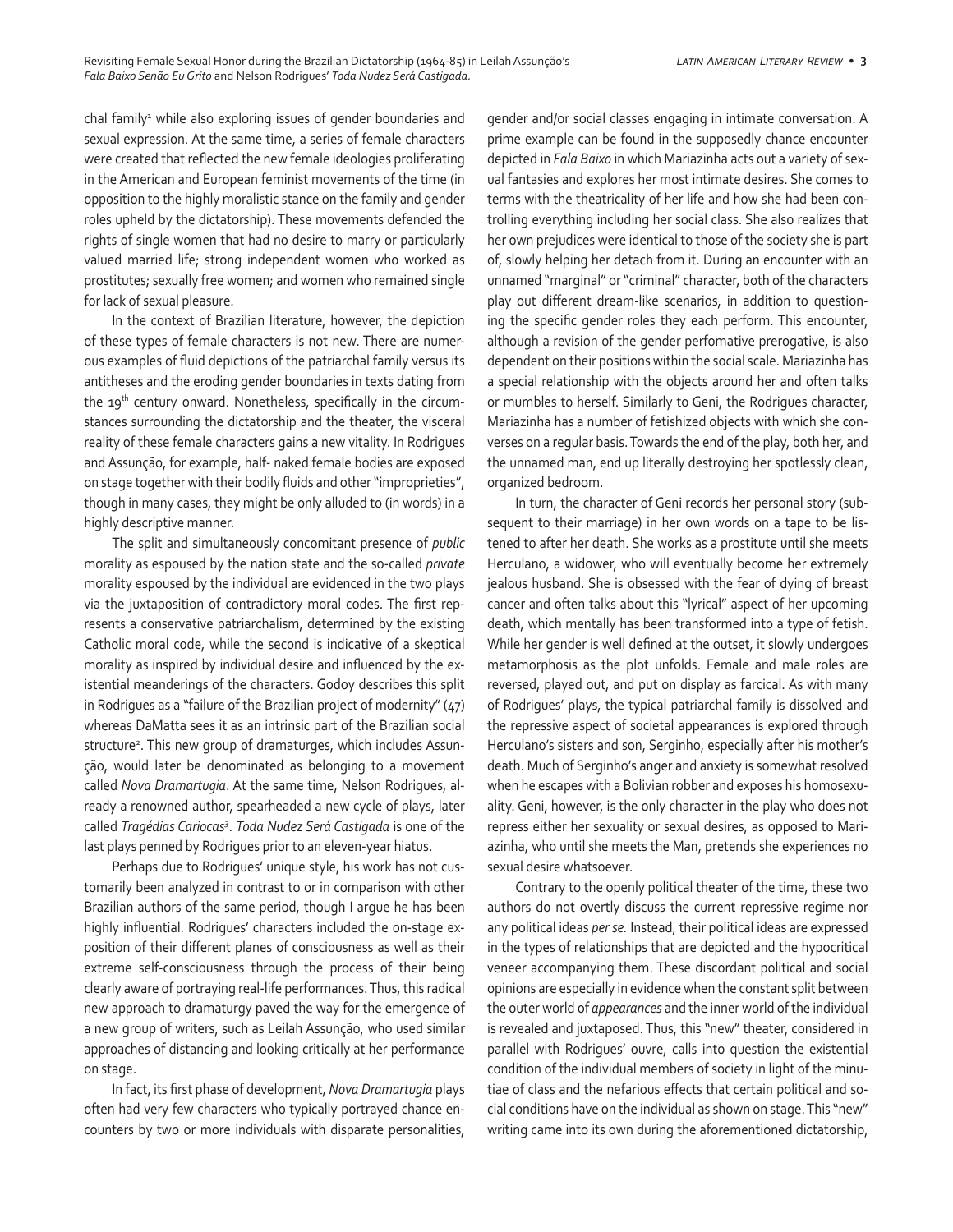chal family[1] while also exploring issues of gender boundaries and sexual expression. At the same time, a series of female characters were created that reflected the new female ideologies proliferating in the American and European feminist movements of the time (in opposition to the highly moralistic stance on the family and gender roles upheld by the dictatorship). These movements defended the rights of single women that had no desire to marry or particularly valued married life; strong independent women who worked as prostitutes; sexually free women; and women who remained single for lack of sexual pleasure.

In the context of Brazilian literature, however, the depiction of these types of female characters is not new. There are numerous examples of fluid depictions of the patriarchal family versus its antitheses and the eroding gender boundaries in texts dating from the 19th century onward. Nonetheless, specifically in the circumstances surrounding the dictatorship and the theater, the visceral reality of these female characters gains a new vitality. In Rodrigues and Assunção, for example, half- naked female bodies are exposed on stage together with their bodily fluids and other "improprieties", though in many cases, they might be only alluded to (in words) in a highly descriptive manner.

The split and simultaneously concomitant presence of *public* morality as espoused by the nation state and the so-called *private* morality espoused by the individual are evidenced in the two plays via the juxtaposition of contradictory moral codes. The first represents a conservative patriarchalism, determined by the existing Catholic moral code, while the second is indicative of a skeptical morality as inspired by individual desire and influenced by the existential meanderings of the characters. Godoy describes this split in Rodrigues as a "failure of the Brazilian project of modernity" (47) whereas DaMatta sees it as an intrinsic part of the Brazilian social structure[2]. This new group of dramaturges, which includes Assunção, would later be denominated as belonging to a movement called *Nova Dramartugia*. At the same time, Nelson Rodrigues, already a renowned author, spearheaded a new cycle of plays, later called *Tragédias Cariocas*[3]. *Toda Nudez Será Castigada* is one of the last plays penned by Rodrigues prior to an eleven-year hiatus.

Perhaps due to Rodrigues' unique style, his work has not customarily been analyzed in contrast to or in comparison with other Brazilian authors of the same period, though I argue he has been highly influential. Rodrigues' characters included the on-stage exposition of their different planes of consciousness as well as their extreme self-consciousness through the process of their being clearly aware of portraying real-life performances. Thus, this radical new approach to dramaturgy paved the way for the emergence of a new group of writers, such as Leilah Assunção, who used similar approaches of distancing and looking critically at her performance on stage.

In fact, its first phase of development, *Nova Dramartugia* plays often had very few characters who typically portrayed chance encounters by two or more individuals with disparate personalities, gender and/or social classes engaging in intimate conversation. A prime example can be found in the supposedly chance encounter depicted in *Fala Baixo* in which Mariazinha acts out a variety of sexual fantasies and explores her most intimate desires. She comes to terms with the theatricality of her life and how she had been controlling everything including her social class. She also realizes that her own prejudices were identical to those of the society she is part of, slowly helping her detach from it. During an encounter with an unnamed "marginal" or "criminal" character, both of the characters play out different dream-like scenarios, in addition to questioning the specific gender roles they each perform. This encounter, although a revision of the gender perfomative prerogative, is also dependent on their positions within the social scale. Mariazinha has a special relationship with the objects around her and often talks or mumbles to herself. Similarly to Geni, the Rodrigues character, Mariazinha has a number of fetishized objects with which she converses on a regular basis. Towards the end of the play, both her, and the unnamed man, end up literally destroying her spotlessly clean, organized bedroom.

In turn, the character of Geni records her personal story (subsequent to their marriage) in her own words on a tape to be listened to after her death. She works as a prostitute until she meets Herculano, a widower, who will eventually become her extremely jealous husband. She is obsessed with the fear of dying of breast cancer and often talks about this "lyrical" aspect of her upcoming death, which mentally has been transformed into a type of fetish. While her gender is well defined at the outset, it slowly undergoes metamorphosis as the plot unfolds. Female and male roles are reversed, played out, and put on display as farcical. As with many of Rodrigues' plays, the typical patriarchal family is dissolved and the repressive aspect of societal appearances is explored through Herculano's sisters and son, Serginho, especially after his mother's death. Much of Serginho's anger and anxiety is somewhat resolved when he escapes with a Bolivian robber and exposes his homosexuality. Geni, however, is the only character in the play who does not repress either her sexuality or sexual desires, as opposed to Mariazinha, who until she meets the Man, pretends she experiences no sexual desire whatsoever.

Contrary to the openly political theater of the time, these two authors do not overtly discuss the current repressive regime nor any political ideas *per se.* Instead, their political ideas are expressed in the types of relationships that are depicted and the hypocritical veneer accompanying them. These discordant political and social opinions are especially in evidence when the constant split between the outer world of *appearances* and the inner world of the individual is revealed and juxtaposed. Thus, this "new" theater, considered in parallel with Rodrigues' ouvre, calls into question the existential condition of the individual members of society in light of the minutiae of class and the nefarious effects that certain political and social conditions have on the individual as shown on stage. This "new" writing came into its own during the aforementioned dictatorship,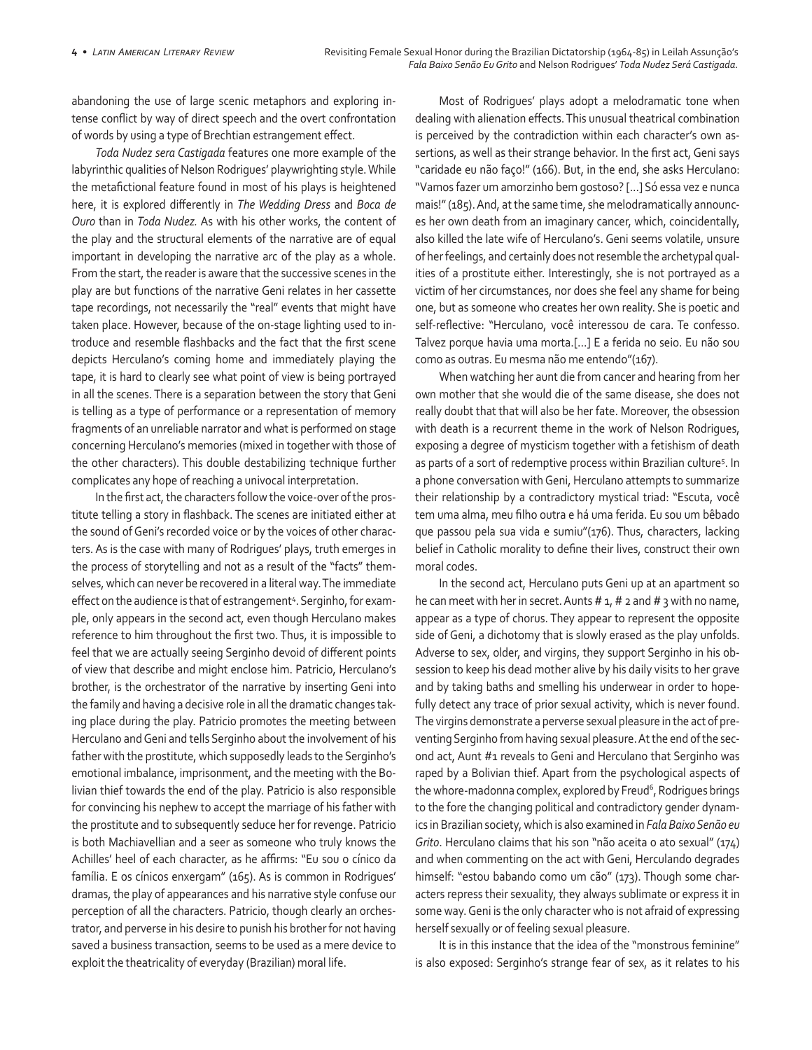abandoning the use of large scenic metaphors and exploring intense conflict by way of direct speech and the overt confrontation of words by using a type of Brechtian estrangement effect.

*Toda Nudez sera Castigada* features one more example of the labyrinthic qualities of Nelson Rodrigues' playwrighting style. While the metafictional feature found in most of his plays is heightened here, it is explored differently in *The Wedding Dress* and *Boca de Ouro* than in *Toda Nudez.* As with his other works, the content of the play and the structural elements of the narrative are of equal important in developing the narrative arc of the play as a whole. From the start, the reader is aware that the successive scenes in the play are but functions of the narrative Geni relates in her cassette tape recordings, not necessarily the "real" events that might have taken place. However, because of the on-stage lighting used to introduce and resemble flashbacks and the fact that the first scene depicts Herculano's coming home and immediately playing the tape, it is hard to clearly see what point of view is being portrayed in all the scenes. There is a separation between the story that Geni is telling as a type of performance or a representation of memory fragments of an unreliable narrator and what is performed on stage concerning Herculano's memories (mixed in together with those of the other characters). This double destabilizing technique further complicates any hope of reaching a univocal interpretation.

In the first act, the characters follow the voice-over of the prostitute telling a story in flashback. The scenes are initiated either at the sound of Geni's recorded voice or by the voices of other characters. As is the case with many of Rodrigues' plays, truth emerges in the process of storytelling and not as a result of the "facts" themselves, which can never be recovered in a literal way. The immediate effect on the audience is that of estrangement[4]. Serginho, for example, only appears in the second act, even though Herculano makes reference to him throughout the first two. Thus, it is impossible to feel that we are actually seeing Serginho devoid of different points of view that describe and might enclose him. Patricio, Herculano's brother, is the orchestrator of the narrative by inserting Geni into the family and having a decisive role in all the dramatic changes taking place during the play. Patricio promotes the meeting between Herculano and Geni and tells Serginho about the involvement of his father with the prostitute, which supposedly leads to the Serginho's emotional imbalance, imprisonment, and the meeting with the Bolivian thief towards the end of the play. Patricio is also responsible for convincing his nephew to accept the marriage of his father with the prostitute and to subsequently seduce her for revenge. Patricio is both Machiavellian and a seer as someone who truly knows the Achilles' heel of each character, as he affirms: "Eu sou o cínico da família. E os cínicos enxergam" (165). As is common in Rodrigues' dramas, the play of appearances and his narrative style confuse our perception of all the characters. Patricio, though clearly an orchestrator, and perverse in his desire to punish his brother for not having saved a business transaction, seems to be used as a mere device to exploit the theatricality of everyday (Brazilian) moral life.

Most of Rodrigues' plays adopt a melodramatic tone when dealing with alienation effects. This unusual theatrical combination is perceived by the contradiction within each character's own assertions, as well as their strange behavior. In the first act, Geni says "caridade eu não faço!" (166). But, in the end, she asks Herculano: "Vamos fazer um amorzinho bem gostoso? [...] Só essa vez e nunca mais!" (185). And, at the same time, she melodramatically announces her own death from an imaginary cancer, which, coincidentally, also killed the late wife of Herculano's. Geni seems volatile, unsure of her feelings, and certainly does not resemble the archetypal qualities of a prostitute either. Interestingly, she is not portrayed as a victim of her circumstances, nor does she feel any shame for being one, but as someone who creates her own reality. She is poetic and self-reflective: "Herculano, você interessou de cara. Te confesso. Talvez porque havia uma morta.[...] E a ferida no seio. Eu não sou como as outras. Eu mesma não me entendo"(167).

When watching her aunt die from cancer and hearing from her own mother that she would die of the same disease, she does not really doubt that that will also be her fate. Moreover, the obsession with death is a recurrent theme in the work of Nelson Rodrigues, exposing a degree of mysticism together with a fetishism of death as parts of a sort of redemptive process within Brazilian culture[5]. In a phone conversation with Geni, Herculano attempts to summarize their relationship by a contradictory mystical triad: "Escuta, você tem uma alma, meu filho outra e há uma ferida. Eu sou um bêbado que passou pela sua vida e sumiu"(176). Thus, characters, lacking belief in Catholic morality to define their lives, construct their own moral codes.

In the second act, Herculano puts Geni up at an apartment so he can meet with her in secret. Aunts # 1, # 2 and # 3 with no name, appear as a type of chorus. They appear to represent the opposite side of Geni, a dichotomy that is slowly erased as the play unfolds. Adverse to sex, older, and virgins, they support Serginho in his obsession to keep his dead mother alive by his daily visits to her grave and by taking baths and smelling his underwear in order to hopefully detect any trace of prior sexual activity, which is never found. The virgins demonstrate a perverse sexual pleasure in the act of preventing Serginho from having sexual pleasure. At the end of the second act, Aunt #1 reveals to Geni and Herculano that Serginho was raped by a Bolivian thief. Apart from the psychological aspects of the whore-madonna complex, explored by Freud[6], Rodrigues brings to the fore the changing political and contradictory gender dynamics in Brazilian society, which is also examined in *Fala Baixo Senão eu Grito*. Herculano claims that his son "não aceita o ato sexual" (174) and when commenting on the act with Geni, Herculando degrades himself: "estou babando como um cão" (173). Though some characters repress their sexuality, they always sublimate or express it in some way. Geni is the only character who is not afraid of expressing herself sexually or of feeling sexual pleasure.

It is in this instance that the idea of the "monstrous feminine" is also exposed: Serginho's strange fear of sex, as it relates to his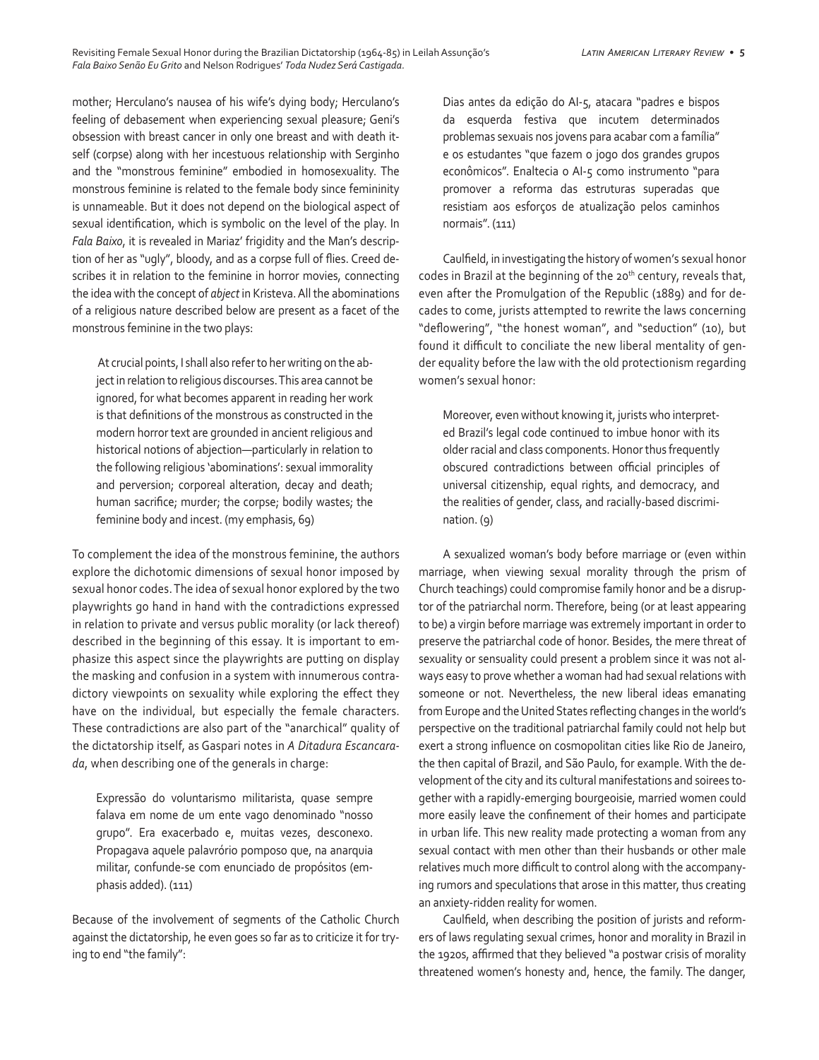mother; Herculano's nausea of his wife's dying body; Herculano's feeling of debasement when experiencing sexual pleasure; Geni's obsession with breast cancer in only one breast and with death itself (corpse) along with her incestuous relationship with Serginho and the "monstrous feminine" embodied in homosexuality. The monstrous feminine is related to the female body since femininity is unnameable. But it does not depend on the biological aspect of sexual identification, which is symbolic on the level of the play. In *Fala Baixo*, it is revealed in Mariaz' frigidity and the Man's description of her as "ugly", bloody, and as a corpse full of flies. Creed describes it in relation to the feminine in horror movies, connecting the idea with the concept of *abject* in Kristeva. All the abominations of a religious nature described below are present as a facet of the monstrous feminine in the two plays:

> At crucial points, I shall also refer to her writing on the abject in relation to religious discourses. This area cannot be ignored, for what becomes apparent in reading her work is that definitions of the monstrous as constructed in the modern horror text are grounded in ancient religious and historical notions of abjection—particularly in relation to the following religious 'abominations': sexual immorality and perversion; corporeal alteration, decay and death; human sacrifice; murder; the corpse; bodily wastes; the feminine body and incest. (my emphasis, 69)

To complement the idea of the monstrous feminine, the authors explore the dichotomic dimensions of sexual honor imposed by sexual honor codes. The idea of sexual honor explored by the two playwrights go hand in hand with the contradictions expressed in relation to private and versus public morality (or lack thereof) described in the beginning of this essay. It is important to emphasize this aspect since the playwrights are putting on display the masking and confusion in a system with innumerous contradictory viewpoints on sexuality while exploring the effect they have on the individual, but especially the female characters. These contradictions are also part of the "anarchical" quality of the dictatorship itself, as Gaspari notes in *A Ditadura Escancarada*, when describing one of the generals in charge:

> Expressão do voluntarismo militarista, quase sempre falava em nome de um ente vago denominado "nosso grupo". Era exacerbado e, muitas vezes, desconexo. Propagava aquele palavrório pomposo que, na anarquia militar, confunde-se com enunciado de propósitos (emphasis added). (111)

Because of the involvement of segments of the Catholic Church against the dictatorship, he even goes so far as to criticize it for trying to end "the family":

> Dias antes da edição do AI-5, atacara "padres e bispos da esquerda festiva que incutem determinados problemas sexuais nos jovens para acabar com a família" e os estudantes "que fazem o jogo dos grandes grupos econômicos". Enaltecia o AI-5 como instrumento "para promover a reforma das estruturas superadas que resistiam aos esforços de atualização pelos caminhos normais". (111)

Caulfield, in investigating the history of women's sexual honor codes in Brazil at the beginning of the 20th century, reveals that, even after the Promulgation of the Republic (1889) and for decades to come, jurists attempted to rewrite the laws concerning "deflowering", "the honest woman", and "seduction" (10), but found it difficult to conciliate the new liberal mentality of gender equality before the law with the old protectionism regarding women's sexual honor:

> Moreover, even without knowing it, jurists who interpreted Brazil's legal code continued to imbue honor with its older racial and class components. Honor thus frequently obscured contradictions between official principles of universal citizenship, equal rights, and democracy, and the realities of gender, class, and racially-based discrimination. (9)

A sexualized woman's body before marriage or (even within marriage, when viewing sexual morality through the prism of Church teachings) could compromise family honor and be a disruptor of the patriarchal norm. Therefore, being (or at least appearing to be) a virgin before marriage was extremely important in order to preserve the patriarchal code of honor. Besides, the mere threat of sexuality or sensuality could present a problem since it was not always easy to prove whether a woman had had sexual relations with someone or not. Nevertheless, the new liberal ideas emanating from Europe and the United States reflecting changes in the world's perspective on the traditional patriarchal family could not help but exert a strong influence on cosmopolitan cities like Rio de Janeiro, the then capital of Brazil, and São Paulo, for example. With the development of the city and its cultural manifestations and soirees together with a rapidly-emerging bourgeoisie, married women could more easily leave the confinement of their homes and participate in urban life. This new reality made protecting a woman from any sexual contact with men other than their husbands or other male relatives much more difficult to control along with the accompanying rumors and speculations that arose in this matter, thus creating an anxiety-ridden reality for women.

Caulfield, when describing the position of jurists and reformers of laws regulating sexual crimes, honor and morality in Brazil in the 1920s, affirmed that they believed "a postwar crisis of morality threatened women's honesty and, hence, the family. The danger,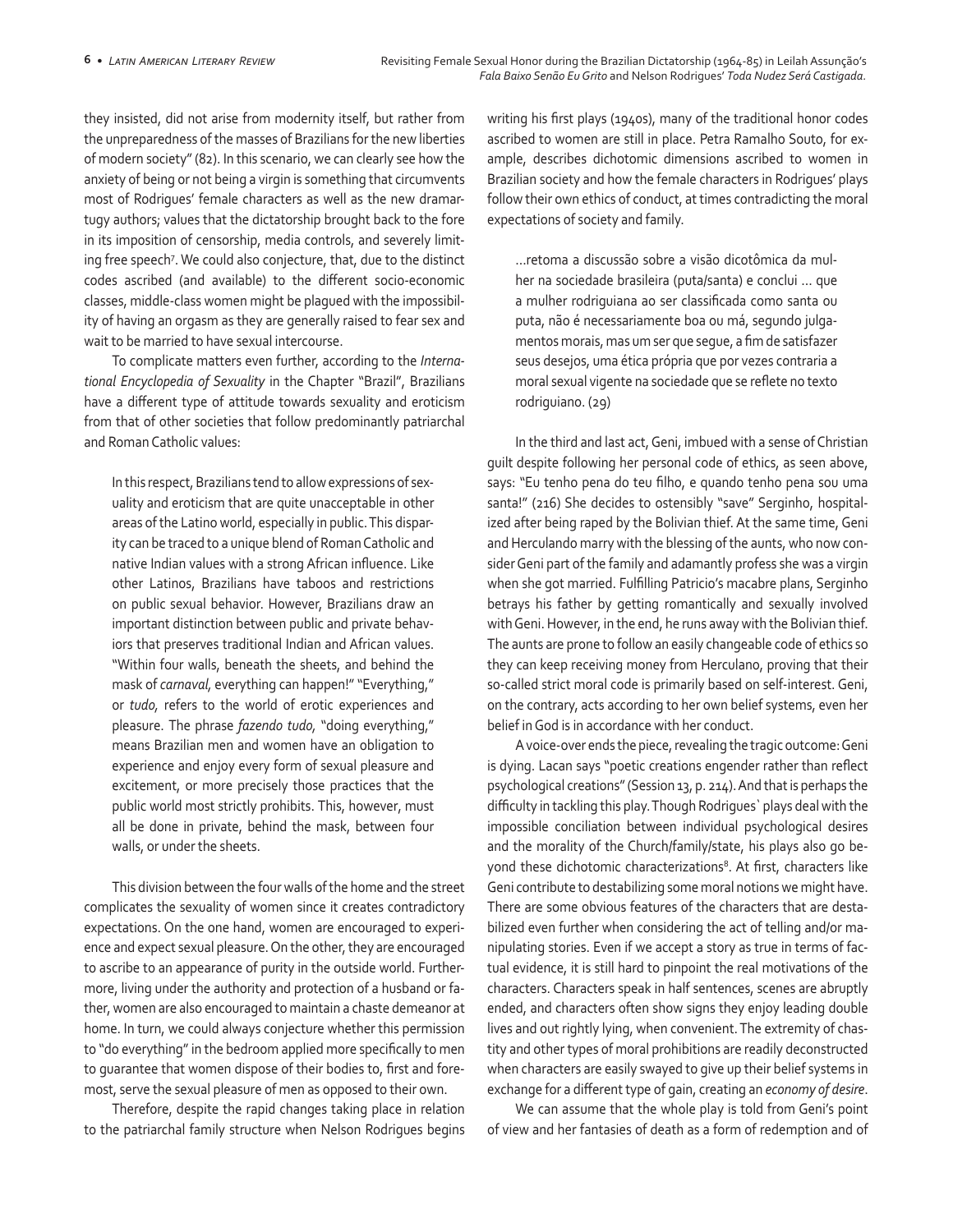they insisted, did not arise from modernity itself, but rather from the unpreparedness of the masses of Brazilians for the new liberties of modern society" (82). In this scenario, we can clearly see how the anxiety of being or not being a virgin is something that circumvents most of Rodrigues' female characters as well as the new dramartugy authors; values that the dictatorship brought back to the fore in its imposition of censorship, media controls, and severely limiting free speech[7]. We could also conjecture, that, due to the distinct codes ascribed (and available) to the different socio-economic classes, middle-class women might be plagued with the impossibility of having an orgasm as they are generally raised to fear sex and wait to be married to have sexual intercourse.

To complicate matters even further, according to the *International Encyclopedia of Sexuality* in the Chapter "Brazil", Brazilians have a different type of attitude towards sexuality and eroticism from that of other societies that follow predominantly patriarchal and Roman Catholic values:

> In this respect, Brazilians tend to allow expressions of sexuality and eroticism that are quite unacceptable in other areas of the Latino world, especially in public. This disparity can be traced to a unique blend of Roman Catholic and native Indian values with a strong African influence. Like other Latinos, Brazilians have taboos and restrictions on public sexual behavior. However, Brazilians draw an important distinction between public and private behaviors that preserves traditional Indian and African values. "Within four walls, beneath the sheets, and behind the mask of *carnaval*, everything can happen!" "Everything," or *tudo*, refers to the world of erotic experiences and pleasure. The phrase *fazendo tudo*, "doing everything," means Brazilian men and women have an obligation to experience and enjoy every form of sexual pleasure and excitement, or more precisely those practices that the public world most strictly prohibits. This, however, must all be done in private, behind the mask, between four walls, or under the sheets.

This division between the four walls of the home and the street complicates the sexuality of women since it creates contradictory expectations. On the one hand, women are encouraged to experience and expect sexual pleasure. On the other, they are encouraged to ascribe to an appearance of purity in the outside world. Furthermore, living under the authority and protection of a husband or father, women are also encouraged to maintain a chaste demeanor at home. In turn, we could always conjecture whether this permission to "do everything" in the bedroom applied more specifically to men to guarantee that women dispose of their bodies to, first and foremost, serve the sexual pleasure of men as opposed to their own.

Therefore, despite the rapid changes taking place in relation to the patriarchal family structure when Nelson Rodrigues begins writing his first plays (1940s), many of the traditional honor codes ascribed to women are still in place. Petra Ramalho Souto, for example, describes dichotomic dimensions ascribed to women in Brazilian society and how the female characters in Rodrigues' plays follow their own ethics of conduct, at times contradicting the moral expectations of society and family.

> ...retoma a discussão sobre a visão dicotômica da mulher na sociedade brasileira (puta/santa) e conclui ... que a mulher rodriguiana ao ser classificada como santa ou puta, não é necessariamente boa ou má, segundo julgamentos morais, mas um ser que segue, a fim de satisfazer seus desejos, uma ética própria que por vezes contraria a moral sexual vigente na sociedade que se reflete no texto rodriguiano. (29)

In the third and last act, Geni, imbued with a sense of Christian guilt despite following her personal code of ethics, as seen above, says: "Eu tenho pena do teu filho, e quando tenho pena sou uma santa!" (216) She decides to ostensibly "save" Serginho, hospitalized after being raped by the Bolivian thief. At the same time, Geni and Herculando marry with the blessing of the aunts, who now consider Geni part of the family and adamantly profess she was a virgin when she got married. Fulfilling Patricio's macabre plans, Serginho betrays his father by getting romantically and sexually involved with Geni. However, in the end, he runs away with the Bolivian thief. The aunts are prone to follow an easily changeable code of ethics so they can keep receiving money from Herculano, proving that their so-called strict moral code is primarily based on self-interest. Geni, on the contrary, acts according to her own belief systems, even her belief in God is in accordance with her conduct.

A voice-over ends the piece, revealing the tragic outcome: Geni is dying. Lacan says "poetic creations engender rather than reflect psychological creations" (Session 13, p. 214). And that is perhaps the difficulty in tackling this play. Though Rodrigues` plays deal with the impossible conciliation between individual psychological desires and the morality of the Church/family/state, his plays also go beyond these dichotomic characterizations[8]. At first, characters like Geni contribute to destabilizing some moral notions we might have. There are some obvious features of the characters that are destabilized even further when considering the act of telling and/or manipulating stories. Even if we accept a story as true in terms of factual evidence, it is still hard to pinpoint the real motivations of the characters. Characters speak in half sentences, scenes are abruptly ended, and characters often show signs they enjoy leading double lives and out rightly lying, when convenient. The extremity of chastity and other types of moral prohibitions are readily deconstructed when characters are easily swayed to give up their belief systems in exchange for a different type of gain, creating an *economy of desire*.

We can assume that the whole play is told from Geni's point of view and her fantasies of death as a form of redemption and of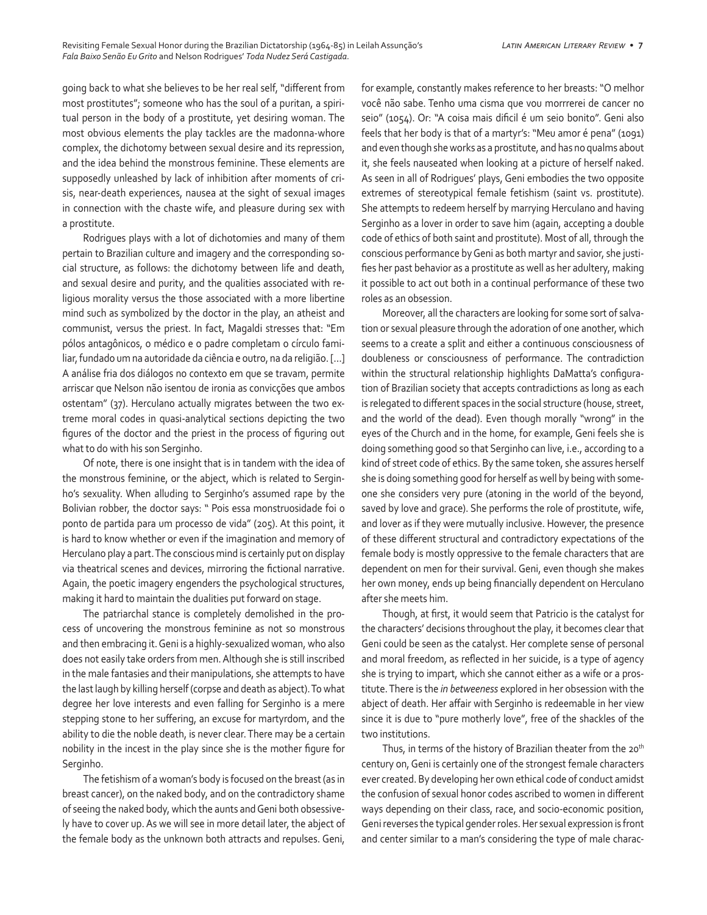going back to what she believes to be her real self, "different from most prostitutes"; someone who has the soul of a puritan, a spiritual person in the body of a prostitute, yet desiring woman. The most obvious elements the play tackles are the madonna-whore complex, the dichotomy between sexual desire and its repression, and the idea behind the monstrous feminine. These elements are supposedly unleashed by lack of inhibition after moments of crisis, near-death experiences, nausea at the sight of sexual images in connection with the chaste wife, and pleasure during sex with a prostitute.

Rodrigues plays with a lot of dichotomies and many of them pertain to Brazilian culture and imagery and the corresponding social structure, as follows: the dichotomy between life and death, and sexual desire and purity, and the qualities associated with religious morality versus the those associated with a more libertine mind such as symbolized by the doctor in the play, an atheist and communist, versus the priest. In fact, Magaldi stresses that: "Em pólos antagônicos, o médico e o padre completam o círculo familiar, fundado um na autoridade da ciência e outro, na da religião. [...] A análise fria dos diálogos no contexto em que se travam, permite arriscar que Nelson não isentou de ironia as convicções que ambos ostentam" (37). Herculano actually migrates between the two extreme moral codes in quasi-analytical sections depicting the two figures of the doctor and the priest in the process of figuring out what to do with his son Serginho.

Of note, there is one insight that is in tandem with the idea of the monstrous feminine, or the abject, which is related to Serginho's sexuality. When alluding to Serginho's assumed rape by the Bolivian robber, the doctor says: " Pois essa monstruosidade foi o ponto de partida para um processo de vida" (205). At this point, it is hard to know whether or even if the imagination and memory of Herculano play a part. The conscious mind is certainly put on display via theatrical scenes and devices, mirroring the fictional narrative. Again, the poetic imagery engenders the psychological structures, making it hard to maintain the dualities put forward on stage.

The patriarchal stance is completely demolished in the process of uncovering the monstrous feminine as not so monstrous and then embracing it. Geni is a highly-sexualized woman, who also does not easily take orders from men. Although she is still inscribed in the male fantasies and their manipulations, she attempts to have the last laugh by killing herself (corpse and death as abject). To what degree her love interests and even falling for Serginho is a mere stepping stone to her suffering, an excuse for martyrdom, and the ability to die the noble death, is never clear. There may be a certain nobility in the incest in the play since she is the mother figure for Serginho.

The fetishism of a woman's body is focused on the breast (as in breast cancer), on the naked body, and on the contradictory shame of seeing the naked body, which the aunts and Geni both obsessively have to cover up. As we will see in more detail later, the abject of the female body as the unknown both attracts and repulses. Geni, for example, constantly makes reference to her breasts: "O melhor você não sabe. Tenho uma cisma que vou morrrerei de cancer no seio" (1054). Or: "A coisa mais difícil é um seio bonito". Geni also feels that her body is that of a martyr's: "Meu amor é pena" (1091) and even though she works as a prostitute, and has no qualms about it, she feels nauseated when looking at a picture of herself naked. As seen in all of Rodrigues' plays, Geni embodies the two opposite extremes of stereotypical female fetishism (saint vs. prostitute). She attempts to redeem herself by marrying Herculano and having Serginho as a lover in order to save him (again, accepting a double code of ethics of both saint and prostitute). Most of all, through the conscious performance by Geni as both martyr and savior, she justifies her past behavior as a prostitute as well as her adultery, making it possible to act out both in a continual performance of these two roles as an obsession.

Moreover, all the characters are looking for some sort of salvation or sexual pleasure through the adoration of one another, which seems to a create a split and either a continuous consciousness of doubleness or consciousness of performance. The contradiction within the structural relationship highlights DaMatta's configuration of Brazilian society that accepts contradictions as long as each is relegated to different spaces in the social structure (house, street, and the world of the dead). Even though morally "wrong" in the eyes of the Church and in the home, for example, Geni feels she is doing something good so that Serginho can live, i.e., according to a kind of street code of ethics. By the same token, she assures herself she is doing something good for herself as well by being with someone she considers very pure (atoning in the world of the beyond, saved by love and grace). She performs the role of prostitute, wife, and lover as if they were mutually inclusive. However, the presence of these different structural and contradictory expectations of the female body is mostly oppressive to the female characters that are dependent on men for their survival. Geni, even though she makes her own money, ends up being financially dependent on Herculano after she meets him.

Though, at first, it would seem that Patricio is the catalyst for the characters' decisions throughout the play, it becomes clear that Geni could be seen as the catalyst. Her complete sense of personal and moral freedom, as reflected in her suicide, is a type of agency she is trying to impart, which she cannot either as a wife or a prostitute. There is the *in betweeness* explored in her obsession with the abject of death. Her affair with Serginho is redeemable in her view since it is due to "pure motherly love", free of the shackles of the two institutions.

Thus, in terms of the history of Brazilian theater from the 20th century on, Geni is certainly one of the strongest female characters ever created. By developing her own ethical code of conduct amidst the confusion of sexual honor codes ascribed to women in different ways depending on their class, race, and socio-economic position, Geni reverses the typical gender roles. Her sexual expression is front and center similar to a man's considering the type of male charac-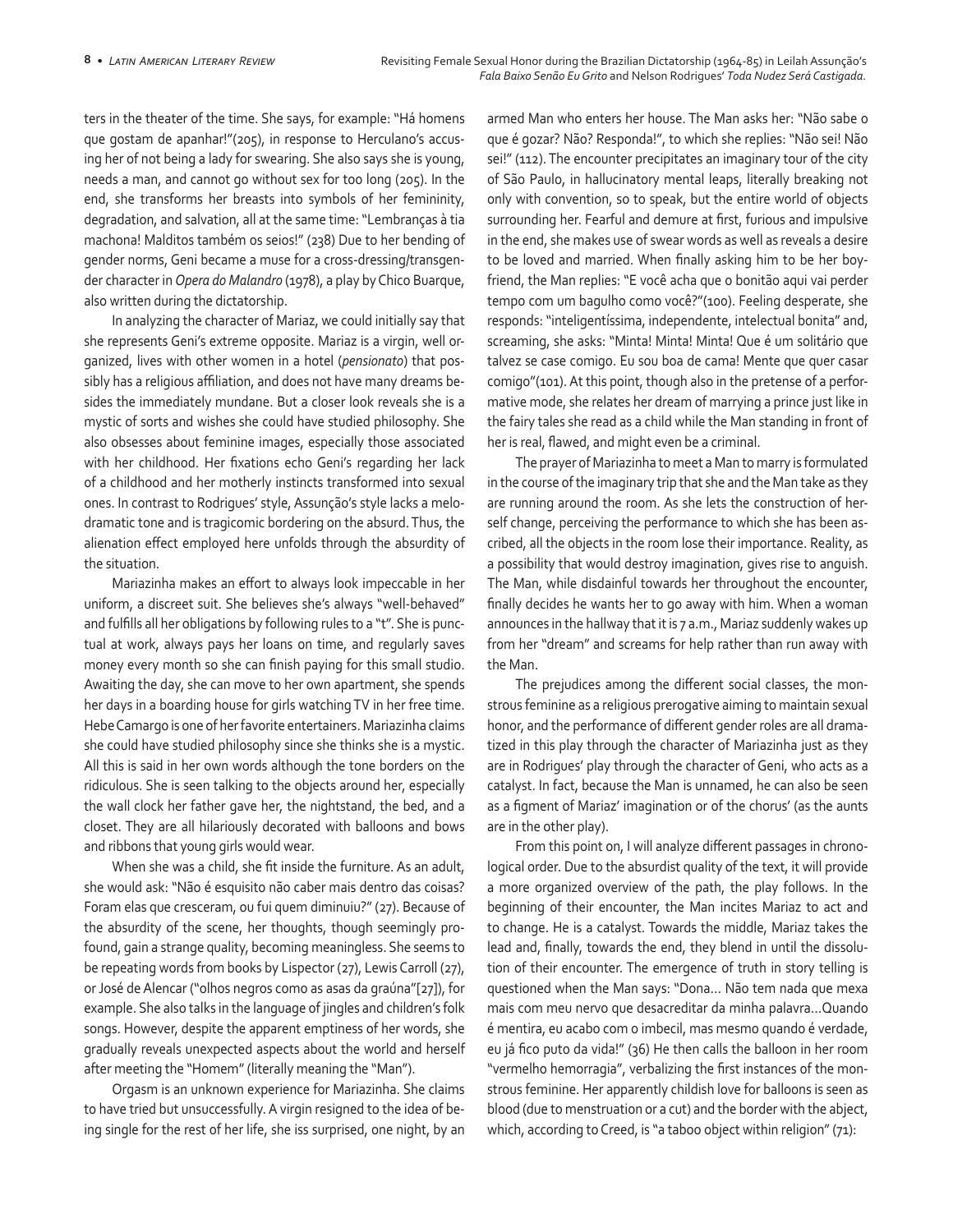ters in the theater of the time. She says, for example: "Há homens que gostam de apanhar!"(205), in response to Herculano's accusing her of not being a lady for swearing. She also says she is young, needs a man, and cannot go without sex for too long (205). In the end, she transforms her breasts into symbols of her femininity, degradation, and salvation, all at the same time: "Lembranças à tia machona! Malditos também os seios!" (238) Due to her bending of gender norms, Geni became a muse for a cross-dressing/transgender character in *Opera do Malandro* (1978), a play by Chico Buarque, also written during the dictatorship.

In analyzing the character of Mariaz, we could initially say that she represents Geni's extreme opposite. Mariaz is a virgin, well organized, lives with other women in a hotel (*pensionato*) that possibly has a religious affiliation, and does not have many dreams besides the immediately mundane. But a closer look reveals she is a mystic of sorts and wishes she could have studied philosophy. She also obsesses about feminine images, especially those associated with her childhood. Her fixations echo Geni's regarding her lack of a childhood and her motherly instincts transformed into sexual ones. In contrast to Rodrigues' style, Assunção's style lacks a melodramatic tone and is tragicomic bordering on the absurd. Thus, the alienation effect employed here unfolds through the absurdity of the situation.

Mariazinha makes an effort to always look impeccable in her uniform, a discreet suit. She believes she's always "well-behaved" and fulfills all her obligations by following rules to a "t". She is punctual at work, always pays her loans on time, and regularly saves money every month so she can finish paying for this small studio. Awaiting the day, she can move to her own apartment, she spends her days in a boarding house for girls watching TV in her free time. Hebe Camargo is one of her favorite entertainers. Mariazinha claims she could have studied philosophy since she thinks she is a mystic. All this is said in her own words although the tone borders on the ridiculous. She is seen talking to the objects around her, especially the wall clock her father gave her, the nightstand, the bed, and a closet. They are all hilariously decorated with balloons and bows and ribbons that young girls would wear.

When she was a child, she fit inside the furniture. As an adult, she would ask: "Não é esquisito não caber mais dentro das coisas? Foram elas que cresceram, ou fui quem diminuiu?" (27). Because of the absurdity of the scene, her thoughts, though seemingly profound, gain a strange quality, becoming meaningless. She seems to be repeating words from books by Lispector (27), Lewis Carroll (27), or José de Alencar ("olhos negros como as asas da graúna"[27]), for example. She also talks in the language of jingles and children's folk songs. However, despite the apparent emptiness of her words, she gradually reveals unexpected aspects about the world and herself after meeting the "Homem" (literally meaning the "Man").

Orgasm is an unknown experience for Mariazinha. She claims to have tried but unsuccessfully. A virgin resigned to the idea of being single for the rest of her life, she iss surprised, one night, by an armed Man who enters her house. The Man asks her: "Não sabe o que é gozar? Não? Responda!", to which she replies: "Não sei! Não sei!" (112). The encounter precipitates an imaginary tour of the city of São Paulo, in hallucinatory mental leaps, literally breaking not only with convention, so to speak, but the entire world of objects surrounding her. Fearful and demure at first, furious and impulsive in the end, she makes use of swear words as well as reveals a desire to be loved and married. When finally asking him to be her boyfriend, the Man replies: "E você acha que o bonitão aqui vai perder tempo com um bagulho como você?"(100). Feeling desperate, she responds: "inteligentíssima, independente, intelectual bonita" and, screaming, she asks: "Minta! Minta! Minta! Que é um solitário que talvez se case comigo. Eu sou boa de cama! Mente que quer casar comigo"(101). At this point, though also in the pretense of a performative mode, she relates her dream of marrying a prince just like in the fairy tales she read as a child while the Man standing in front of her is real, flawed, and might even be a criminal.

The prayer of Mariazinha to meet a Man to marry is formulated in the course of the imaginary trip that she and the Man take as they are running around the room. As she lets the construction of herself change, perceiving the performance to which she has been ascribed, all the objects in the room lose their importance. Reality, as a possibility that would destroy imagination, gives rise to anguish. The Man, while disdainful towards her throughout the encounter, finally decides he wants her to go away with him. When a woman announces in the hallway that it is 7 a.m., Mariaz suddenly wakes up from her "dream" and screams for help rather than run away with the Man.

The prejudices among the different social classes, the monstrous feminine as a religious prerogative aiming to maintain sexual honor, and the performance of different gender roles are all dramatized in this play through the character of Mariazinha just as they are in Rodrigues' play through the character of Geni, who acts as a catalyst. In fact, because the Man is unnamed, he can also be seen as a figment of Mariaz' imagination or of the chorus' (as the aunts are in the other play).

From this point on, I will analyze different passages in chronological order. Due to the absurdist quality of the text, it will provide a more organized overview of the path, the play follows. In the beginning of their encounter, the Man incites Mariaz to act and to change. He is a catalyst. Towards the middle, Mariaz takes the lead and, finally, towards the end, they blend in until the dissolution of their encounter. The emergence of truth in story telling is questioned when the Man says: "Dona... Não tem nada que mexa mais com meu nervo que desacreditar da minha palavra...Quando é mentira, eu acabo com o imbecil, mas mesmo quando é verdade, eu já fico puto da vida!" (36) He then calls the balloon in her room "vermelho hemorragia", verbalizing the first instances of the monstrous feminine. Her apparently childish love for balloons is seen as blood (due to menstruation or a cut) and the border with the abject, which, according to Creed, is "a taboo object within religion" (71):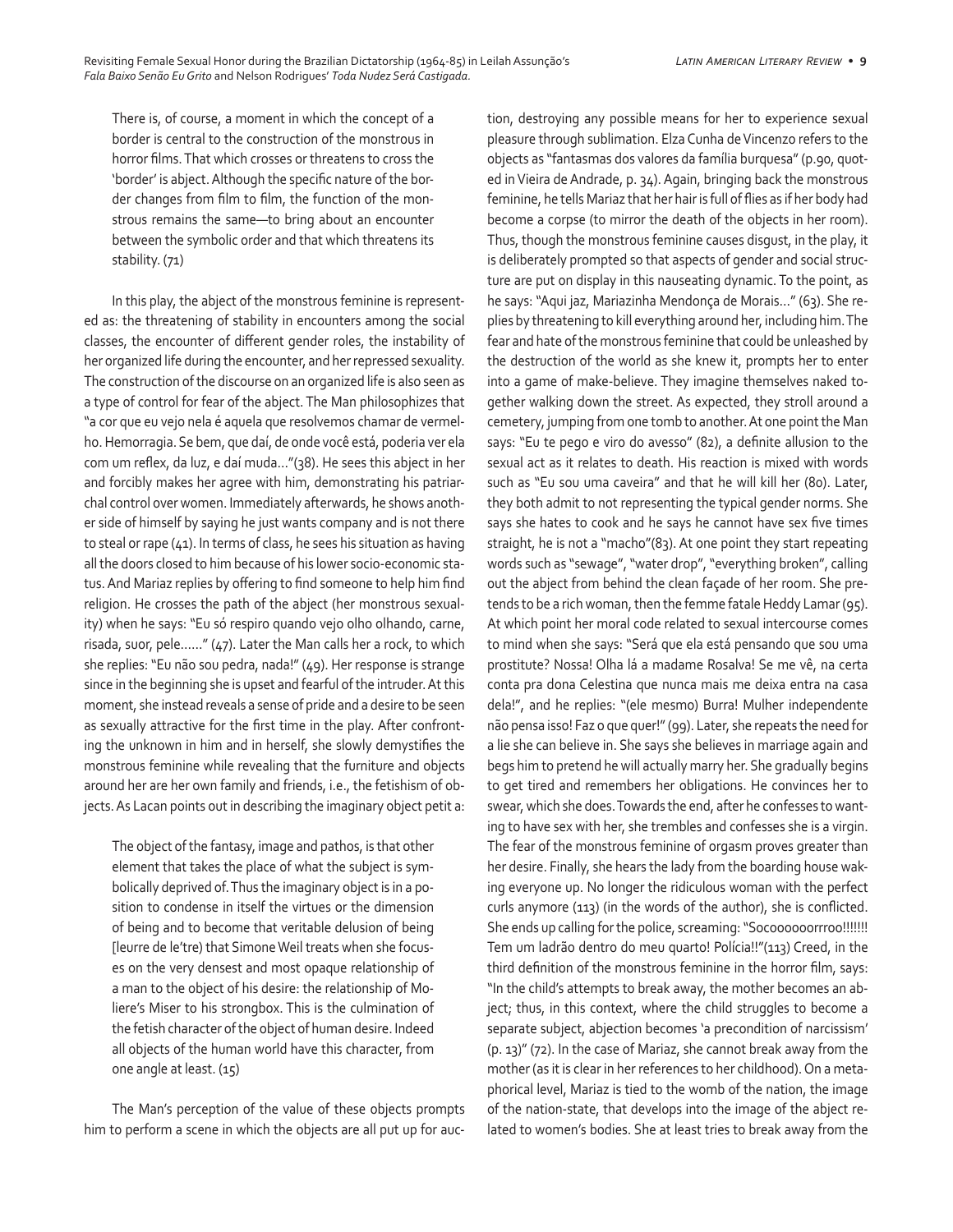> There is, of course, a moment in which the concept of a border is central to the construction of the monstrous in horror films. That which crosses or threatens to cross the 'border' is abject. Although the specific nature of the border changes from film to film, the function of the monstrous remains the same—to bring about an encounter between the symbolic order and that which threatens its stability. (71)

In this play, the abject of the monstrous feminine is represented as: the threatening of stability in encounters among the social classes, the encounter of different gender roles, the instability of her organized life during the encounter, and her repressed sexuality. The construction of the discourse on an organized life is also seen as a type of control for fear of the abject. The Man philosophizes that "a cor que eu vejo nela é aquela que resolvemos chamar de vermelho. Hemorragia. Se bem, que daí, de onde você está, poderia ver ela com um reflex, da luz, e daí muda…"(38). He sees this abject in her and forcibly makes her agree with him, demonstrating his patriarchal control over women. Immediately afterwards, he shows another side of himself by saying he just wants company and is not there to steal or rape (41). In terms of class, he sees his situation as having all the doors closed to him because of his lower socio-economic status. And Mariaz replies by offering to find someone to help him find religion. He crosses the path of the abject (her monstrous sexuality) when he says: "Eu só respiro quando vejo olho olhando, carne, risada, suor, pele……" (47). Later the Man calls her a rock, to which she replies: "Eu não sou pedra, nada!" (49). Her response is strange since in the beginning she is upset and fearful of the intruder. At this moment, she instead reveals a sense of pride and a desire to be seen as sexually attractive for the first time in the play. After confronting the unknown in him and in herself, she slowly demystifies the monstrous feminine while revealing that the furniture and objects around her are her own family and friends, i.e., the fetishism of objects. As Lacan points out in describing the imaginary object petit a:

> The object of the fantasy, image and pathos, is that other element that takes the place of what the subject is symbolically deprived of. Thus the imaginary object is in a position to condense in itself the virtues or the dimension of being and to become that veritable delusion of being [leurre de le'tre) that Simone Weil treats when she focuses on the very densest and most opaque relationship of a man to the object of his desire: the relationship of Moliere's Miser to his strongbox. This is the culmination of the fetish character of the object of human desire. Indeed all objects of the human world have this character, from one angle at least. (15)

The Man's perception of the value of these objects prompts him to perform a scene in which the objects are all put up for auction, destroying any possible means for her to experience sexual pleasure through sublimation. Elza Cunha de Vincenzo refers to the objects as "fantasmas dos valores da família burquesa" (p.90, quoted in Vieira de Andrade, p. 34). Again, bringing back the monstrous feminine, he tells Mariaz that her hair is full of flies as if her body had become a corpse (to mirror the death of the objects in her room). Thus, though the monstrous feminine causes disgust, in the play, it is deliberately prompted so that aspects of gender and social structure are put on display in this nauseating dynamic. To the point, as he says: "Aqui jaz, Mariazinha Mendonça de Morais…" (63). She replies by threatening to kill everything around her, including him. The fear and hate of the monstrous feminine that could be unleashed by the destruction of the world as she knew it, prompts her to enter into a game of make-believe. They imagine themselves naked together walking down the street. As expected, they stroll around a cemetery, jumping from one tomb to another. At one point the Man says: "Eu te pego e viro do avesso" (82), a definite allusion to the sexual act as it relates to death. His reaction is mixed with words such as "Eu sou uma caveira" and that he will kill her (80). Later, they both admit to not representing the typical gender norms. She says she hates to cook and he says he cannot have sex five times straight, he is not a "macho"(83). At one point they start repeating words such as "sewage", "water drop", "everything broken", calling out the abject from behind the clean façade of her room. She pretends to be a rich woman, then the femme fatale Heddy Lamar (95). At which point her moral code related to sexual intercourse comes to mind when she says: "Será que ela está pensando que sou uma prostitute? Nossa! Olha lá a madame Rosalva! Se me vê, na certa conta pra dona Celestina que nunca mais me deixa entra na casa dela!", and he replies: "(ele mesmo) Burra! Mulher independente não pensa isso! Faz o que quer!" (99). Later, she repeats the need for a lie she can believe in. She says she believes in marriage again and begs him to pretend he will actually marry her. She gradually begins to get tired and remembers her obligations. He convinces her to swear, which she does. Towards the end, after he confesses to wanting to have sex with her, she trembles and confesses she is a virgin. The fear of the monstrous feminine of orgasm proves greater than her desire. Finally, she hears the lady from the boarding house waking everyone up. No longer the ridiculous woman with the perfect curls anymore (113) (in the words of the author), she is conflicted. She ends up calling for the police, screaming: "Socoooooorrroo!!!!!!! Tem um ladrão dentro do meu quarto! Polícia!!"(113) Creed, in the third definition of the monstrous feminine in the horror film, says: "In the child's attempts to break away, the mother becomes an abject; thus, in this context, where the child struggles to become a separate subject, abjection becomes 'a precondition of narcissism' (p. 13)" (72). In the case of Mariaz, she cannot break away from the mother (as it is clear in her references to her childhood). On a metaphorical level, Mariaz is tied to the womb of the nation, the image of the nation-state, that develops into the image of the abject related to women's bodies. She at least tries to break away from the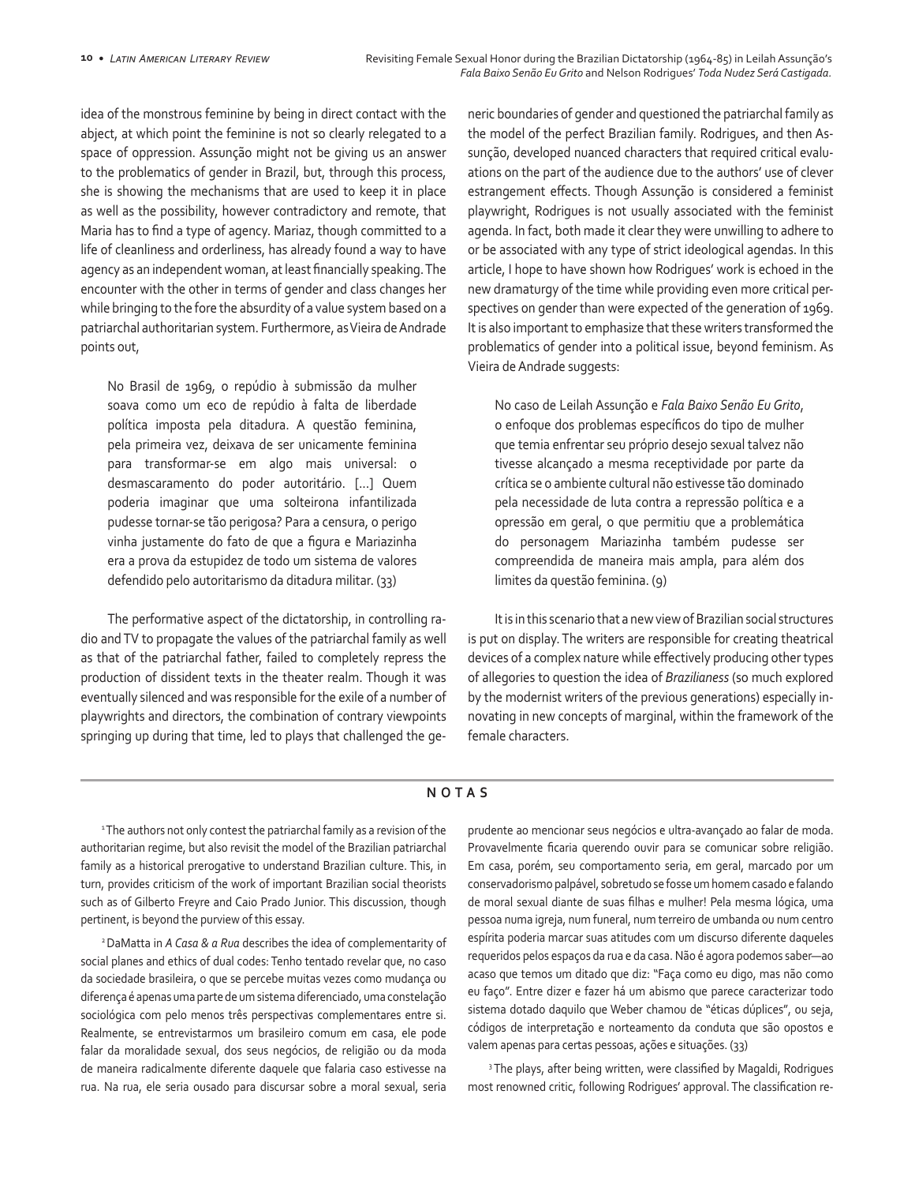idea of the monstrous feminine by being in direct contact with the abject, at which point the feminine is not so clearly relegated to a space of oppression. Assunção might not be giving us an answer to the problematics of gender in Brazil, but, through this process, she is showing the mechanisms that are used to keep it in place as well as the possibility, however contradictory and remote, that Maria has to find a type of agency. Mariaz, though committed to a life of cleanliness and orderliness, has already found a way to have agency as an independent woman, at least financially speaking. The encounter with the other in terms of gender and class changes her while bringing to the fore the absurdity of a value system based on a patriarchal authoritarian system. Furthermore, as Vieira de Andrade points out,

> No Brasil de 1969, o repúdio à submissão da mulher soava como um eco de repúdio à falta de liberdade política imposta pela ditadura. A questão feminina, pela primeira vez, deixava de ser unicamente feminina para transformar-se em algo mais universal: o desmascaramento do poder autoritário. [...] Quem poderia imaginar que uma solteirona infantilizada pudesse tornar-se tão perigosa? Para a censura, o perigo vinha justamente do fato de que a figura e Mariazinha era a prova da estupidez de todo um sistema de valores defendido pelo autoritarismo da ditadura militar. (33)

The performative aspect of the dictatorship, in controlling radio and TV to propagate the values of the patriarchal family as well as that of the patriarchal father, failed to completely repress the production of dissident texts in the theater realm. Though it was eventually silenced and was responsible for the exile of a number of playwrights and directors, the combination of contrary viewpoints springing up during that time, led to plays that challenged the generic boundaries of gender and questioned the patriarchal family as the model of the perfect Brazilian family. Rodrigues, and then Assunção, developed nuanced characters that required critical evaluations on the part of the audience due to the authors' use of clever estrangement effects. Though Assunção is considered a feminist playwright, Rodrigues is not usually associated with the feminist agenda. In fact, both made it clear they were unwilling to adhere to or be associated with any type of strict ideological agendas. In this article, I hope to have shown how Rodrigues' work is echoed in the new dramaturgy of the time while providing even more critical perspectives on gender than were expected of the generation of 1969. It is also important to emphasize that these writers transformed the problematics of gender into a political issue, beyond feminism. As Vieira de Andrade suggests:

> No caso de Leilah Assunção e *Fala Baixo Senão Eu Grito*, o enfoque dos problemas específicos do tipo de mulher que temia enfrentar seu próprio desejo sexual talvez não tivesse alcançado a mesma receptividade por parte da crítica se o ambiente cultural não estivesse tão dominado pela necessidade de luta contra a repressão política e a opressão em geral, o que permitiu que a problemática do personagem Mariazinha também pudesse ser compreendida de maneira mais ampla, para além dos limites da questão feminina. (9)

It is in this scenario that a new view of Brazilian social structures is put on display. The writers are responsible for creating theatrical devices of a complex nature while effectively producing other types of allegories to question the idea of *Brazilianess* (so much explored by the modernist writers of the previous generations) especially innovating in new concepts of marginal, within the framework of the female characters.

## NOTAS

[1] The authors not only contest the patriarchal family as a revision of the authoritarian regime, but also revisit the model of the Brazilian patriarchal family as a historical prerogative to understand Brazilian culture. This, in turn, provides criticism of the work of important Brazilian social theorists such as of Gilberto Freyre and Caio Prado Junior. This discussion, though pertinent, is beyond the purview of this essay.

[2] DaMatta in *A Casa & a Rua* describes the idea of complementarity of social planes and ethics of dual codes: Tenho tentado revelar que, no caso da sociedade brasileira, o que se percebe muitas vezes como mudança ou diferença é apenas uma parte de um sistema diferenciado, uma constelação sociológica com pelo menos três perspectivas complementares entre si. Realmente, se entrevistarmos um brasileiro comum em casa, ele pode falar da moralidade sexual, dos seus negócios, de religião ou da moda de maneira radicalmente diferente daquele que falaria caso estivesse na rua. Na rua, ele seria ousado para discursar sobre a moral sexual, seria prudente ao mencionar seus negócios e ultra-avançado ao falar de moda. Provavelmente ficaria querendo ouvir para se comunicar sobre religião. Em casa, porém, seu comportamento seria, em geral, marcado por um conservadorismo palpável, sobretudo se fosse um homem casado e falando de moral sexual diante de suas filhas e mulher! Pela mesma lógica, uma pessoa numa igreja, num funeral, num terreiro de umbanda ou num centro espírita poderia marcar suas atitudes com um discurso diferente daqueles requeridos pelos espaços da rua e da casa. Não é agora podemos saber—ao acaso que temos um ditado que diz: "Faça como eu digo, mas não como eu faço". Entre dizer e fazer há um abismo que parece caracterizar todo sistema dotado daquilo que Weber chamou de "éticas dúplices", ou seja, códigos de interpretação e norteamento da conduta que são opostos e valem apenas para certas pessoas, ações e situações. (33)

[3] The plays, after being written, were classified by Magaldi, Rodrigues most renowned critic, following Rodrigues' approval. The classification re-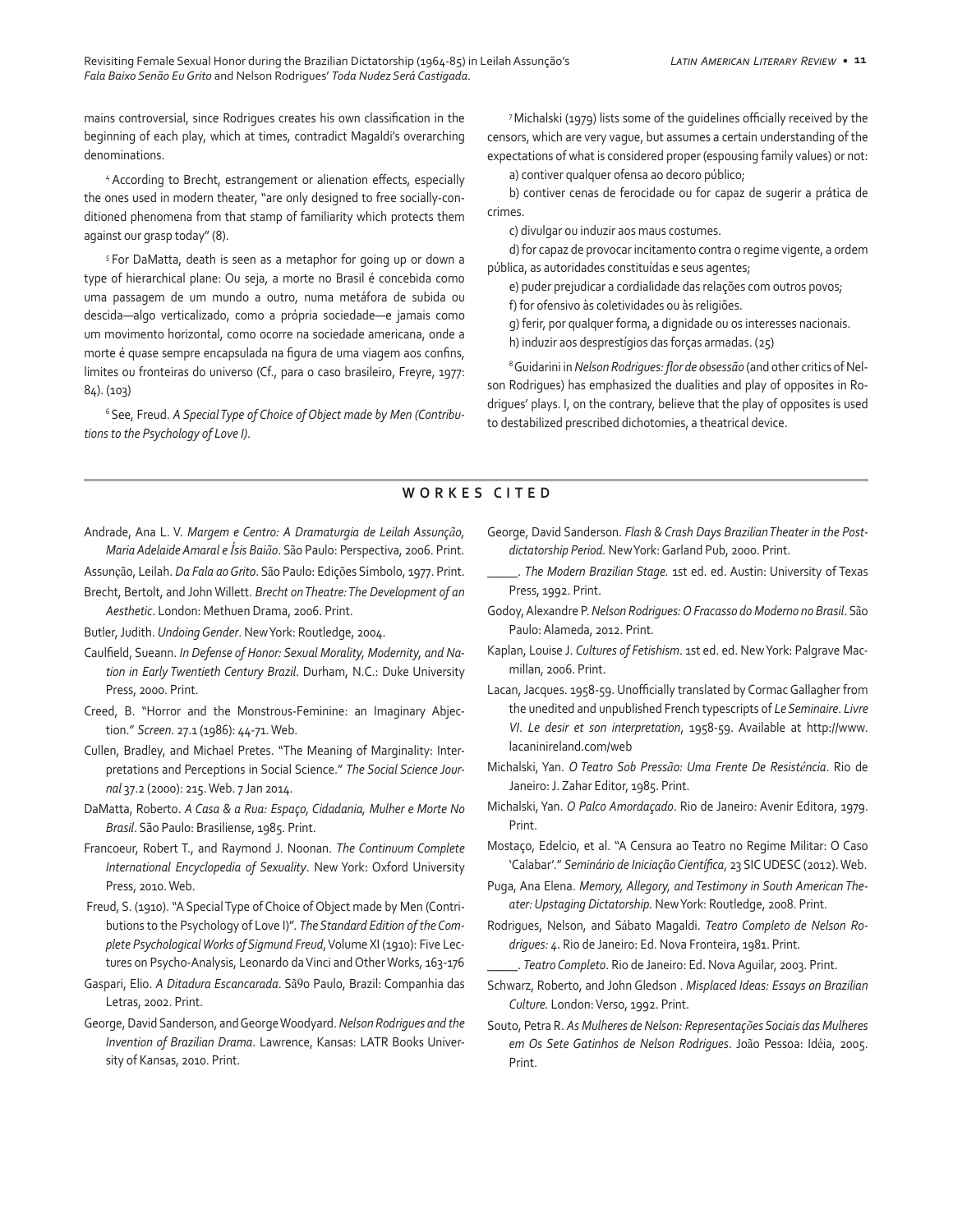mains controversial, since Rodrigues creates his own classification in the beginning of each play, which at times, contradict Magaldi's overarching denominations.

[4] According to Brecht, estrangement or alienation effects, especially the ones used in modern theater, "are only designed to free socially-conditioned phenomena from that stamp of familiarity which protects them against our grasp today" (8).

[5] For DaMatta, death is seen as a metaphor for going up or down a type of hierarchical plane: Ou seja, a morte no Brasil é concebida como uma passagem de um mundo a outro, numa metáfora de subida ou descida—algo verticalizado, como a própria sociedade—e jamais como um movimento horizontal, como ocorre na sociedade americana, onde a morte é quase sempre encapsulada na figura de uma viagem aos confins, limites ou fronteiras do universo (Cf., para o caso brasileiro, Freyre, 1977: 84). (103)

[6] See, Freud. *A Special Type of Choice of Object made by Men (Contributions to the Psychology of Love I).*

[7] Michalski (1979) lists some of the guidelines officially received by the censors, which are very vague, but assumes a certain understanding of the expectations of what is considered proper (espousing family values) or not:

a) contiver qualquer ofensa ao decoro público;

b) contiver cenas de ferocidade ou for capaz de sugerir a prática de crimes.

c) divulgar ou induzir aos maus costumes.

d) for capaz de provocar incitamento contra o regime vigente, a ordem pública, as autoridades constituídas e seus agentes;

e) puder prejudicar a cordialidade das relações com outros povos;

f) for ofensivo às coletividades ou às religiões.

g) ferir, por qualquer forma, a dignidade ou os interesses nacionais.

h) induzir aos desprestígios das forças armadas. (25)

[8] Guidarini in *Nelson Rodrigues: flor de obsessão* (and other critics of Nelson Rodrigues) has emphasized the dualities and play of opposites in Rodrigues' plays. I, on the contrary, believe that the play of opposites is used to destabilized prescribed dichotomies, a theatrical device.

## WORKES CITED

Andrade, Ana L. V. *Margem e Centro: A Dramaturgia de Leilah Assunção, Maria Adelaide Amaral e Ísis Baião*. São Paulo: Perspectiva, 2006. Print.

Assunção, Leilah. *Da Fala ao Grito*. São Paulo: Edições Símbolo, 1977. Print.

Brecht, Bertolt, and John Willett. *Brecht on Theatre: The Development of an Aesthetic*. London: Methuen Drama, 2006. Print.

Butler, Judith. *Undoing Gender*. New York: Routledge, 2004.

Caulfield, Sueann. *In Defense of Honor: Sexual Morality, Modernity, and Nation in Early Twentieth Century Brazil*. Durham, N.C.: Duke University Press, 2000. Print.

Creed, B. "Horror and the Monstrous-Feminine: an Imaginary Abjection." *Screen*. 27.1 (1986): 44-71. Web.

Cullen, Bradley, and Michael Pretes. "The Meaning of Marginality: Interpretations and Perceptions in Social Science." *The Social Science Journal* 37.2 (2000): 215. Web. 7 Jan 2014.

DaMatta, Roberto. *A Casa & a Rua: Espaço, Cidadania, Mulher e Morte No Brasil*. São Paulo: Brasiliense, 1985. Print.

Francoeur, Robert T., and Raymond J. Noonan. *The Continuum Complete International Encyclopedia of Sexuality*. New York: Oxford University Press, 2010. Web.

Freud, S. (1910). "A Special Type of Choice of Object made by Men (Contributions to the Psychology of Love I)". *The Standard Edition of the Complete Psychological Works of Sigmund Freud*, Volume XI (1910): Five Lectures on Psycho-Analysis, Leonardo da Vinci and Other Works, 163-176

Gaspari, Elio. *A Ditadura Escancarada*. Sã9o Paulo, Brazil: Companhia das Letras, 2002. Print.

George, David Sanderson, and George Woodyard. *Nelson Rodrigues and the Invention of Brazilian Drama*. Lawrence, Kansas: LATR Books University of Kansas, 2010. Print.

George, David Sanderson. *Flash & Crash Days Brazilian Theater in the Post-dictatorship Period.* New York: Garland Pub, 2000. Print.

_____. *The Modern Brazilian Stage.* 1st ed. ed. Austin: University of Texas Press, 1992. Print.

Godoy, Alexandre P. *Nelson Rodrigues: O Fracasso do Moderno no Brasil*. São Paulo: Alameda, 2012. Print.

Kaplan, Louise J. *Cultures of Fetishism*. 1st ed. ed. New York: Palgrave Macmillan, 2006. Print.

Lacan, Jacques. 1958-59. Unofficially translated by Cormac Gallagher from the unedited and unpublished French typescripts of *Le Seminaire*. *Livre VI*. *Le desir et son interpretation*, 1958-59. Available at http://www.lacaninireland.com/web

Michalski, Yan. *O Teatro Sob Pressão: Uma Frente De Resistência*. Rio de Janeiro: J. Zahar Editor, 1985. Print.

Michalski, Yan. *O Palco Amordaçado*. Rio de Janeiro: Avenir Editora, 1979. Print.

Mostaço, Edelcio, et al. "A Censura ao Teatro no Regime Militar: O Caso 'Calabar'." *Seminário de Iniciação Científica*, 23 SIC UDESC (2012). Web.

Puga, Ana Elena. *Memory, Allegory, and Testimony in South American Theater: Upstaging Dictatorship.* New York: Routledge, 2008. Print.

Rodrigues, Nelson, and Sábato Magaldi. *Teatro Completo de Nelson Rodrigues: 4*. Rio de Janeiro: Ed. Nova Fronteira, 1981. Print.

_____. *Teatro Completo*. Rio de Janeiro: Ed. Nova Aguilar, 2003. Print.

Schwarz, Roberto, and John Gledson . *Misplaced Ideas: Essays on Brazilian Culture.* London: Verso, 1992. Print.

Souto, Petra R. *As Mulheres de Nelson: Representações Sociais das Mulheres em Os Sete Gatinhos de Nelson Rodrigues*. João Pessoa: Idéia, 2005. Print.